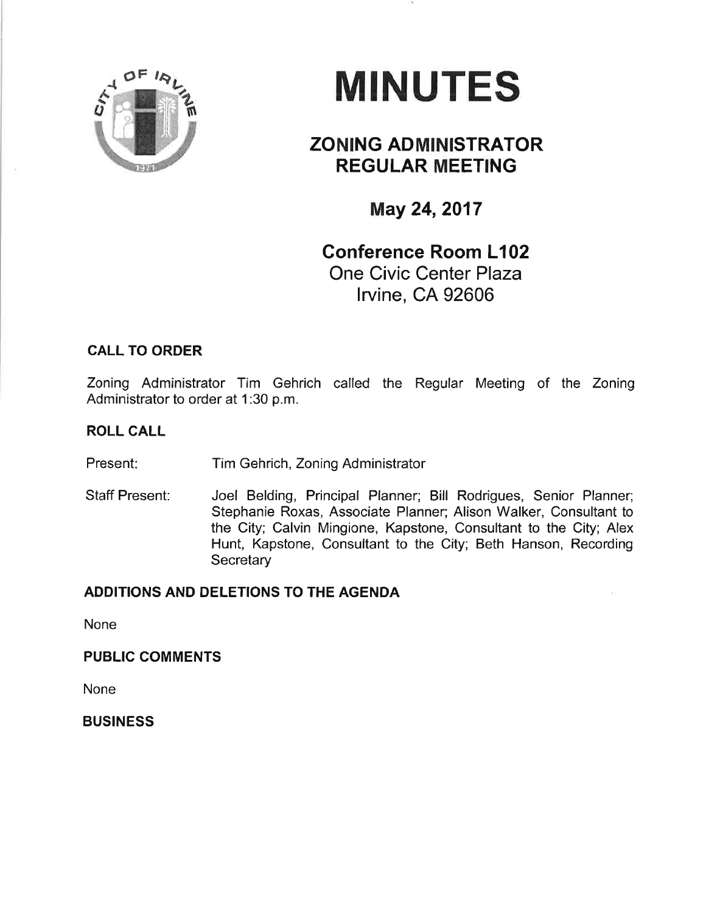# MINUTES

## ZONING ADMINISTRATOR REGULAR MEETING

### May 24, 2017

### Conference Room L102

One Civic Center Plaza
Irvine, CA 92606

**CALL TO ORDER**

Zoning Administrator Tim Gehrich called the Regular Meeting of the Zoning Administrator to order at 1:30 p.m.

**ROLL CALL**

Present: Tim Gehrich, Zoning Administrator

Staff Present: Joel Belding, Principal Planner; Bill Rodrigues, Senior Planner; Stephanie Roxas, Associate Planner; Alison Walker, Consultant to the City; Calvin Mingione, Kapstone, Consultant to the City; Alex Hunt, Kapstone, Consultant to the City; Beth Hanson, Recording Secretary

**ADDITIONS AND DELETIONS TO THE AGENDA**

None

**PUBLIC COMMENTS**

None

**BUSINESS**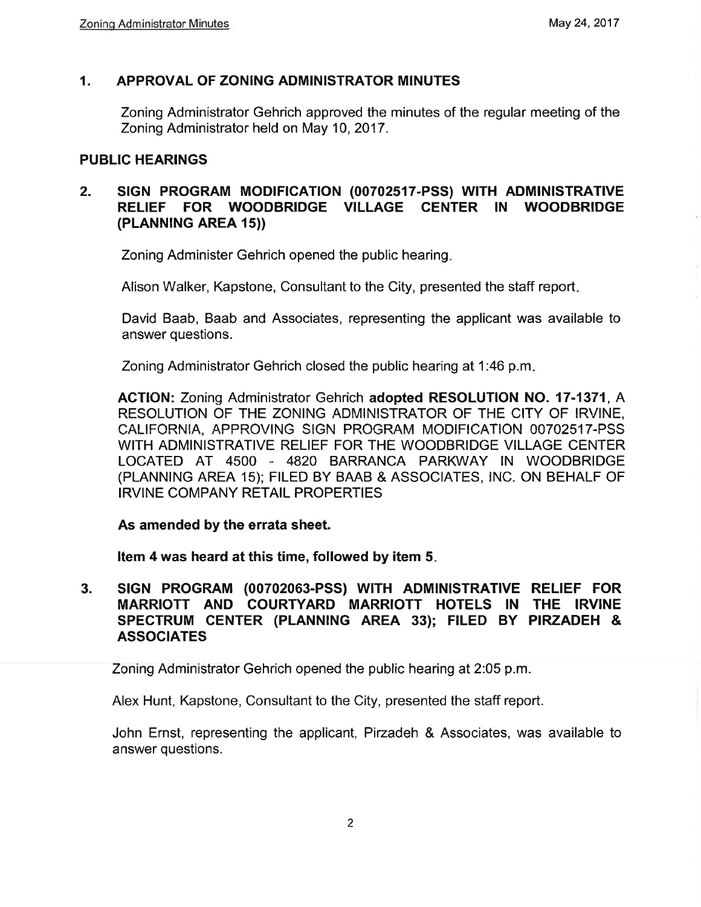## 1. APPROVAL OF ZONING ADMINISTRATOR MINUTES

Zoning Administrator Gehrich approved the minutes of the regular meeting of the Zoning Administrator held on May 10, 2017.

## PUBLIC HEARINGS

## 2. SIGN PROGRAM MODIFICATION (00702517-PSS) WITH ADMINISTRATIVE RELIEF FOR WOODBRIDGE VILLAGE CENTER IN WOODBRIDGE (PLANNING AREA 15))

Zoning Administer Gehrich opened the public hearing.

Alison Walker, Kapstone, Consultant to the City, presented the staff report.

David Baab, Baab and Associates, representing the applicant was available to answer questions.

Zoning Administrator Gehrich closed the public hearing at 1:46 p.m.

**ACTION:** Zoning Administrator Gehrich **adopted RESOLUTION NO. 17-1371**, A RESOLUTION OF THE ZONING ADMINISTRATOR OF THE CITY OF IRVINE, CALIFORNIA, APPROVING SIGN PROGRAM MODIFICATION 00702517-PSS WITH ADMINISTRATIVE RELIEF FOR THE WOODBRIDGE VILLAGE CENTER LOCATED AT 4500 - 4820 BARRANCA PARKWAY IN WOODBRIDGE (PLANNING AREA 15); FILED BY BAAB & ASSOCIATES, INC. ON BEHALF OF IRVINE COMPANY RETAIL PROPERTIES

**As amended by the errata sheet.**

**Item 4 was heard at this time, followed by item 5.**

## 3. SIGN PROGRAM (00702063-PSS) WITH ADMINISTRATIVE RELIEF FOR MARRIOTT AND COURTYARD MARRIOTT HOTELS IN THE IRVINE SPECTRUM CENTER (PLANNING AREA 33); FILED BY PIRZADEH & ASSOCIATES

Zoning Administrator Gehrich opened the public hearing at 2:05 p.m.

Alex Hunt, Kapstone, Consultant to the City, presented the staff report.

John Ernst, representing the applicant, Pirzadeh & Associates, was available to answer questions.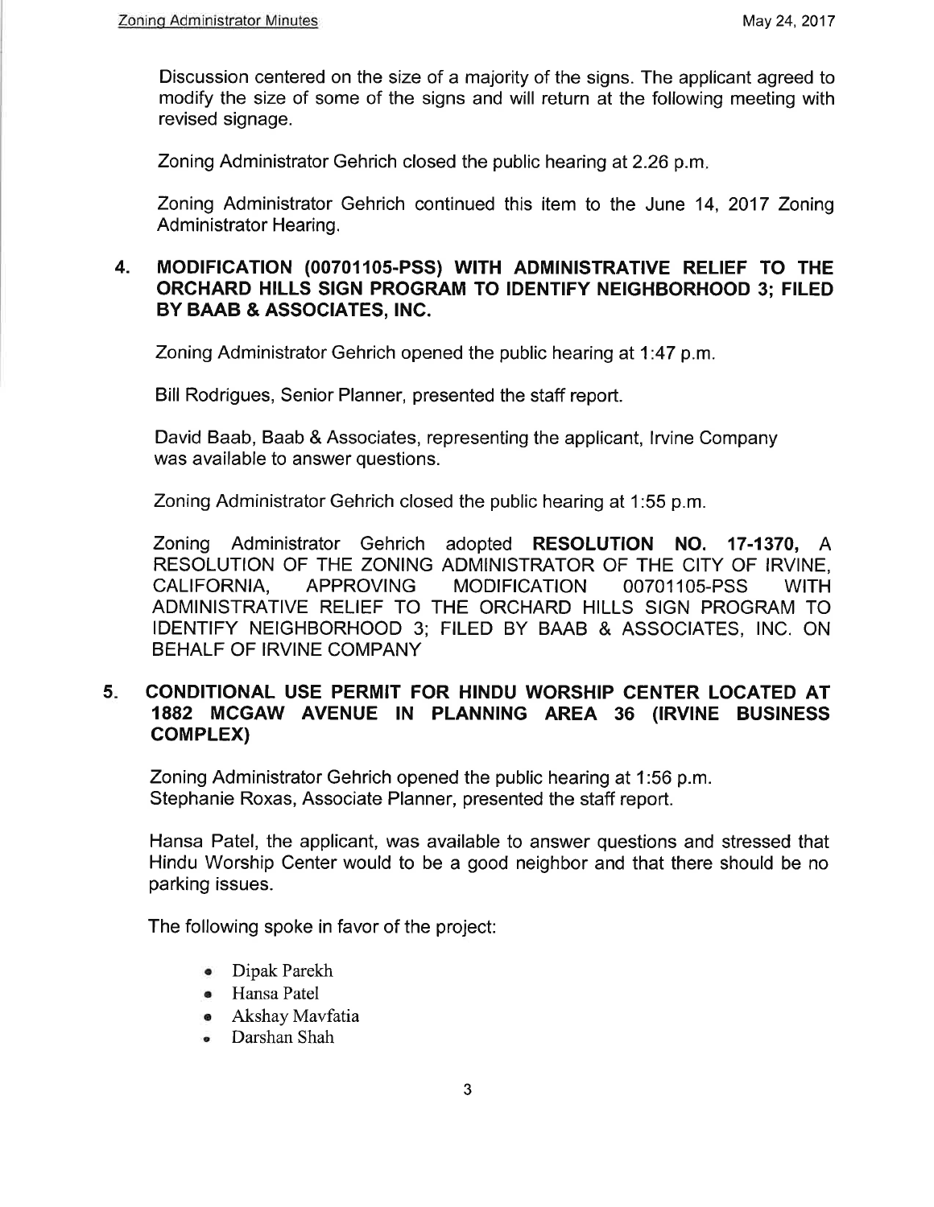Discussion centered on the size of a majority of the signs. The applicant agreed to modify the size of some of the signs and will return at the following meeting with revised signage.

Zoning Administrator Gehrich closed the public hearing at 2.26 p.m.

Zoning Administrator Gehrich continued this item to the June 14, 2017 Zoning Administrator Hearing.

**4. MODIFICATION (00701105-PSS) WITH ADMINISTRATIVE RELIEF TO THE ORCHARD HILLS SIGN PROGRAM TO IDENTIFY NEIGHBORHOOD 3; FILED BY BAAB & ASSOCIATES, INC.**

Zoning Administrator Gehrich opened the public hearing at 1:47 p.m.

Bill Rodrigues, Senior Planner, presented the staff report.

David Baab, Baab & Associates, representing the applicant, Irvine Company was available to answer questions.

Zoning Administrator Gehrich closed the public hearing at 1:55 p.m.

Zoning Administrator Gehrich adopted **RESOLUTION NO. 17-1370,** A RESOLUTION OF THE ZONING ADMINISTRATOR OF THE CITY OF IRVINE, CALIFORNIA, APPROVING MODIFICATION 00701105-PSS WITH ADMINISTRATIVE RELIEF TO THE ORCHARD HILLS SIGN PROGRAM TO IDENTIFY NEIGHBORHOOD 3; FILED BY BAAB & ASSOCIATES, INC. ON BEHALF OF IRVINE COMPANY

**5. CONDITIONAL USE PERMIT FOR HINDU WORSHIP CENTER LOCATED AT 1882 MCGAW AVENUE IN PLANNING AREA 36 (IRVINE BUSINESS COMPLEX)**

Zoning Administrator Gehrich opened the public hearing at 1:56 p.m.
Stephanie Roxas, Associate Planner, presented the staff report.

Hansa Patel, the applicant, was available to answer questions and stressed that Hindu Worship Center would to be a good neighbor and that there should be no parking issues.

The following spoke in favor of the project:

- Dipak Parekh
- Hansa Patel
- Akshay Mavfatia
- Darshan Shah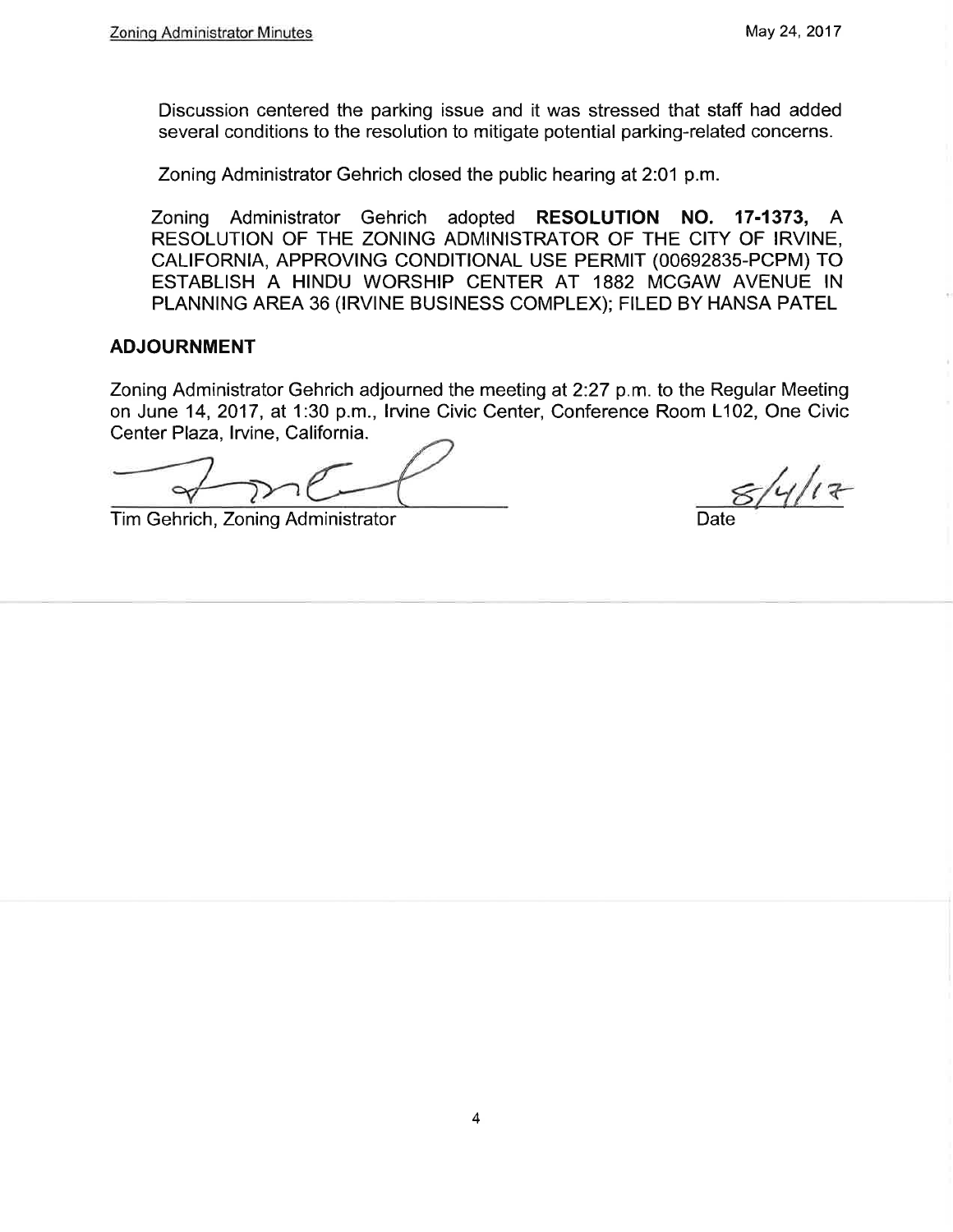Discussion centered the parking issue and it was stressed that staff had added several conditions to the resolution to mitigate potential parking-related concerns.

Zoning Administrator Gehrich closed the public hearing at 2:01 p.m.

Zoning Administrator Gehrich adopted **RESOLUTION NO. 17-1373,** A RESOLUTION OF THE ZONING ADMINISTRATOR OF THE CITY OF IRVINE, CALIFORNIA, APPROVING CONDITIONAL USE PERMIT (00692835-PCPM) TO ESTABLISH A HINDU WORSHIP CENTER AT 1882 MCGAW AVENUE IN PLANNING AREA 36 (IRVINE BUSINESS COMPLEX); FILED BY HANSA PATEL

## ADJOURNMENT

Zoning Administrator Gehrich adjourned the meeting at 2:27 p.m. to the Regular Meeting on June 14, 2017, at 1:30 p.m., Irvine Civic Center, Conference Room L102, One Civic Center Plaza, Irvine, California.

Tim Gehrich, Zoning Administrator

8/4/17
Date